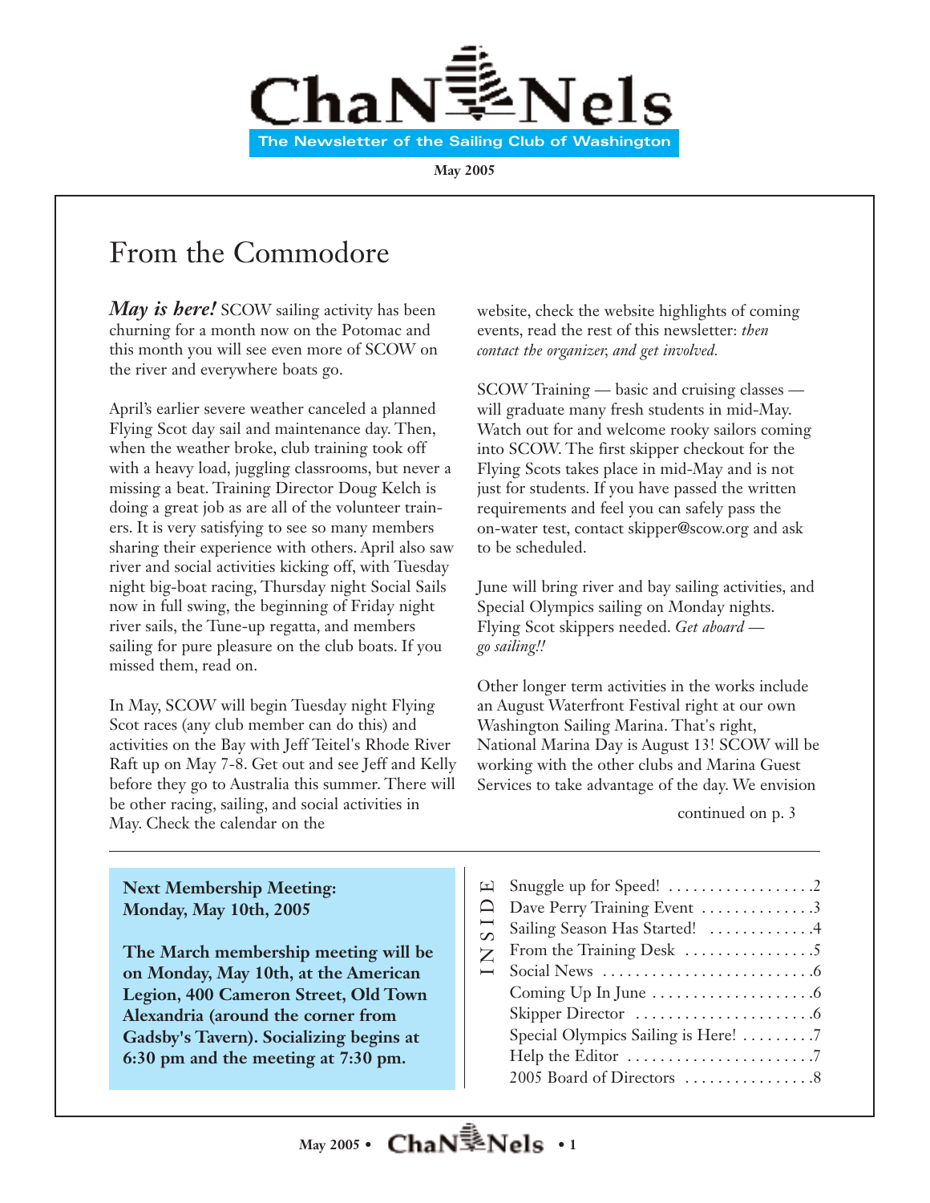# ChaNNels

**The Newsletter of the Sailing Club of Washington**

**May 2005**

## From the Commodore

***May is here!*** SCOW sailing activity has been churning for a month now on the Potomac and this month you will see even more of SCOW on the river and everywhere boats go.

April's earlier severe weather canceled a planned Flying Scot day sail and maintenance day. Then, when the weather broke, club training took off with a heavy load, juggling classrooms, but never a missing a beat. Training Director Doug Kelch is doing a great job as are all of the volunteer trainers. It is very satisfying to see so many members sharing their experience with others. April also saw river and social activities kicking off, with Tuesday night big-boat racing, Thursday night Social Sails now in full swing, the beginning of Friday night river sails, the Tune-up regatta, and members sailing for pure pleasure on the club boats. If you missed them, read on.

In May, SCOW will begin Tuesday night Flying Scot races (any club member can do this) and activities on the Bay with Jeff Teitel's Rhode River Raft up on May 7-8. Get out and see Jeff and Kelly before they go to Australia this summer. There will be other racing, sailing, and social activities in May. Check the calendar on the website, check the website highlights of coming events, read the rest of this newsletter: *then contact the organizer, and get involved.*

SCOW Training — basic and cruising classes — will graduate many fresh students in mid-May. Watch out for and welcome rooky sailors coming into SCOW. The first skipper checkout for the Flying Scots takes place in mid-May and is not just for students. If you have passed the written requirements and feel you can safely pass the on-water test, contact skipper@scow.org and ask to be scheduled.

June will bring river and bay sailing activities, and Special Olympics sailing on Monday nights. Flying Scot skippers needed. *Get aboard — go sailing!!*

Other longer term activities in the works include an August Waterfront Festival right at our own Washington Sailing Marina. That's right, National Marina Day is August 13! SCOW will be working with the other clubs and Marina Guest Services to take advantage of the day. We envision

continued on p. 3

**Next Membership Meeting: Monday, May 10th, 2005**

**The March membership meeting will be on Monday, May 10th, at the American Legion, 400 Cameron Street, Old Town Alexandria (around the corner from Gadsby's Tavern). Socializing begins at 6:30 pm and the meeting at 7:30 pm.**

**INSIDE**

- Snuggle up for Speed! .......... 2
- Dave Perry Training Event .......... 3
- Sailing Season Has Started! .......... 4
- From the Training Desk .......... 5
- Social News .......... 6
- Coming Up In June .......... 6
- Skipper Director .......... 6
- Special Olympics Sailing is Here! .......... 7
- Help the Editor .......... 7
- 2005 Board of Directors .......... 8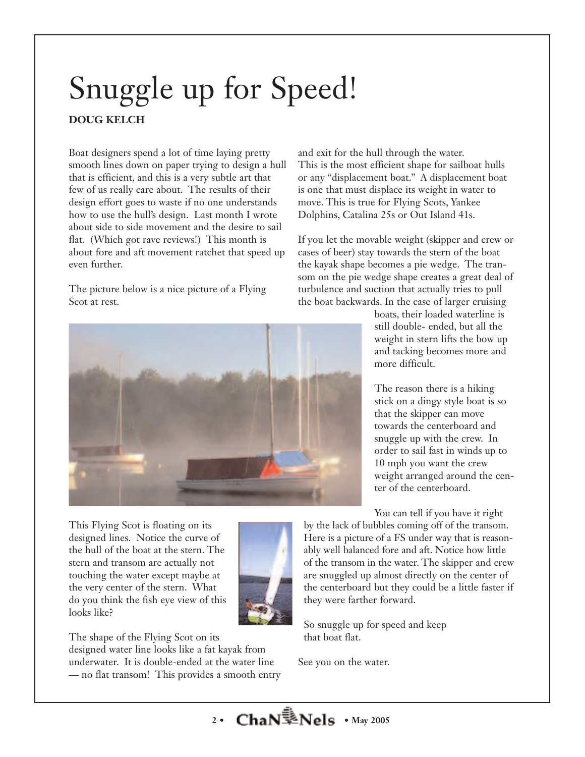# Snuggle up for Speed!

**DOUG KELCH**

Boat designers spend a lot of time laying pretty smooth lines down on paper trying to design a hull that is efficient, and this is a very subtle art that few of us really care about. The results of their design effort goes to waste if no one understands how to use the hull's design. Last month I wrote about side to side movement and the desire to sail flat. (Which got rave reviews!) This month is about fore and aft movement ratchet that speed up even further.

The picture below is a nice picture of a Flying Scot at rest.

This Flying Scot is floating on its designed lines. Notice the curve of the hull of the boat at the stern. The stern and transom are actually not touching the water except maybe at the very center of the stern. What do you think the fish eye view of this looks like?

The shape of the Flying Scot on its designed water line looks like a fat kayak from underwater. It is double-ended at the water line — no flat transom! This provides a smooth entry and exit for the hull through the water. This is the most efficient shape for sailboat hulls or any "displacement boat." A displacement boat is one that must displace its weight in water to move. This is true for Flying Scots, Yankee Dolphins, Catalina 25s or Out Island 41s.

If you let the movable weight (skipper and crew or cases of beer) stay towards the stern of the boat the kayak shape becomes a pie wedge. The transom on the pie wedge shape creates a great deal of turbulence and suction that actually tries to pull the boat backwards. In the case of larger cruising boats, their loaded waterline is still double- ended, but all the weight in stern lifts the bow up and tacking becomes more and more difficult.

The reason there is a hiking stick on a dingy style boat is so that the skipper can move towards the centerboard and snuggle up with the crew. In order to sail fast in winds up to 10 mph you want the crew weight arranged around the center of the centerboard.

You can tell if you have it right by the lack of bubbles coming off of the transom. Here is a picture of a FS under way that is reasonably well balanced fore and aft. Notice how little of the transom in the water. The skipper and crew are snuggled up almost directly on the center of the centerboard but they could be a little faster if they were farther forward.

So snuggle up for speed and keep that boat flat.

See you on the water.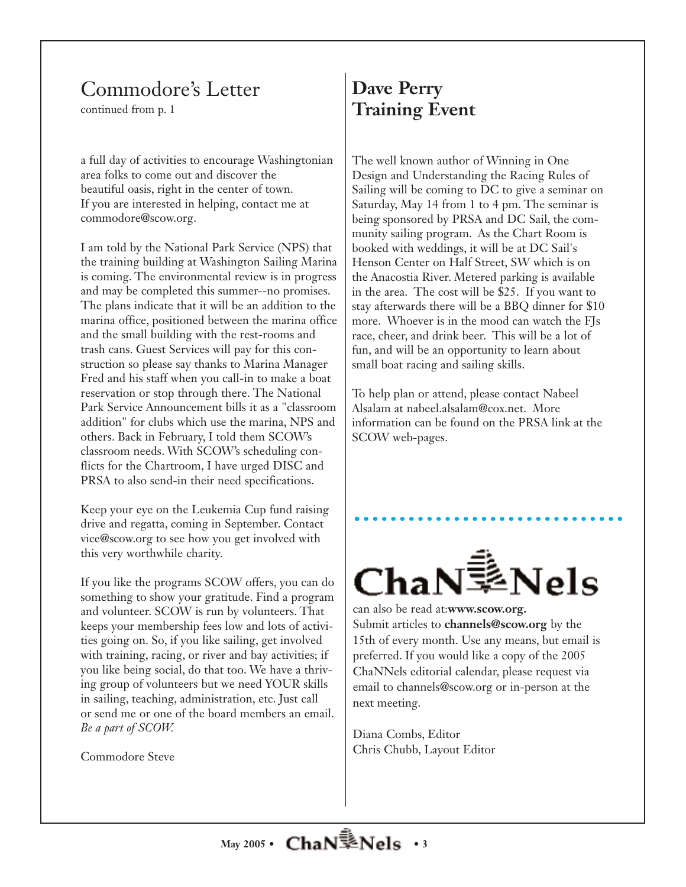## Commodore's Letter

continued from p. 1

a full day of activities to encourage Washingtonian area folks to come out and discover the beautiful oasis, right in the center of town. If you are interested in helping, contact me at commodore@scow.org.

I am told by the National Park Service (NPS) that the training building at Washington Sailing Marina is coming. The environmental review is in progress and may be completed this summer--no promises. The plans indicate that it will be an addition to the marina office, positioned between the marina office and the small building with the rest-rooms and trash cans. Guest Services will pay for this construction so please say thanks to Marina Manager Fred and his staff when you call-in to make a boat reservation or stop through there. The National Park Service Announcement bills it as a "classroom addition" for clubs which use the marina, NPS and others. Back in February, I told them SCOW's classroom needs. With SCOW's scheduling conflicts for the Chartroom, I have urged DISC and PRSA to also send-in their need specifications.

Keep your eye on the Leukemia Cup fund raising drive and regatta, coming in September. Contact vice@scow.org to see how you get involved with this very worthwhile charity.

If you like the programs SCOW offers, you can do something to show your gratitude. Find a program and volunteer. SCOW is run by volunteers. That keeps your membership fees low and lots of activities going on. So, if you like sailing, get involved with training, racing, or river and bay activities; if you like being social, do that too. We have a thriving group of volunteers but we need YOUR skills in sailing, teaching, administration, etc. Just call or send me or one of the board members an email. *Be a part of SCOW.*

Commodore Steve

## Dave Perry Training Event

The well known author of Winning in One Design and Understanding the Racing Rules of Sailing will be coming to DC to give a seminar on Saturday, May 14 from 1 to 4 pm. The seminar is being sponsored by PRSA and DC Sail, the community sailing program. As the Chart Room is booked with weddings, it will be at DC Sail's Henson Center on Half Street, SW which is on the Anacostia River. Metered parking is available in the area. The cost will be $25. If you want to stay afterwards there will be a BBQ dinner for $10 more. Whoever is in the mood can watch the FJs race, cheer, and drink beer. This will be a lot of fun, and will be an opportunity to learn about small boat racing and sailing skills.

To help plan or attend, please contact Nabeel Alsalam at nabeel.alsalam@cox.net. More information can be found on the PRSA link at the SCOW web-pages.

**ChaNNels**

can also be read at:**www.scow.org.**
Submit articles to **channels@scow.org** by the 15th of every month. Use any means, but email is preferred. If you would like a copy of the 2005 ChaNNels editorial calendar, please request via email to channels@scow.org or in-person at the next meeting.

Diana Combs, Editor
Chris Chubb, Layout Editor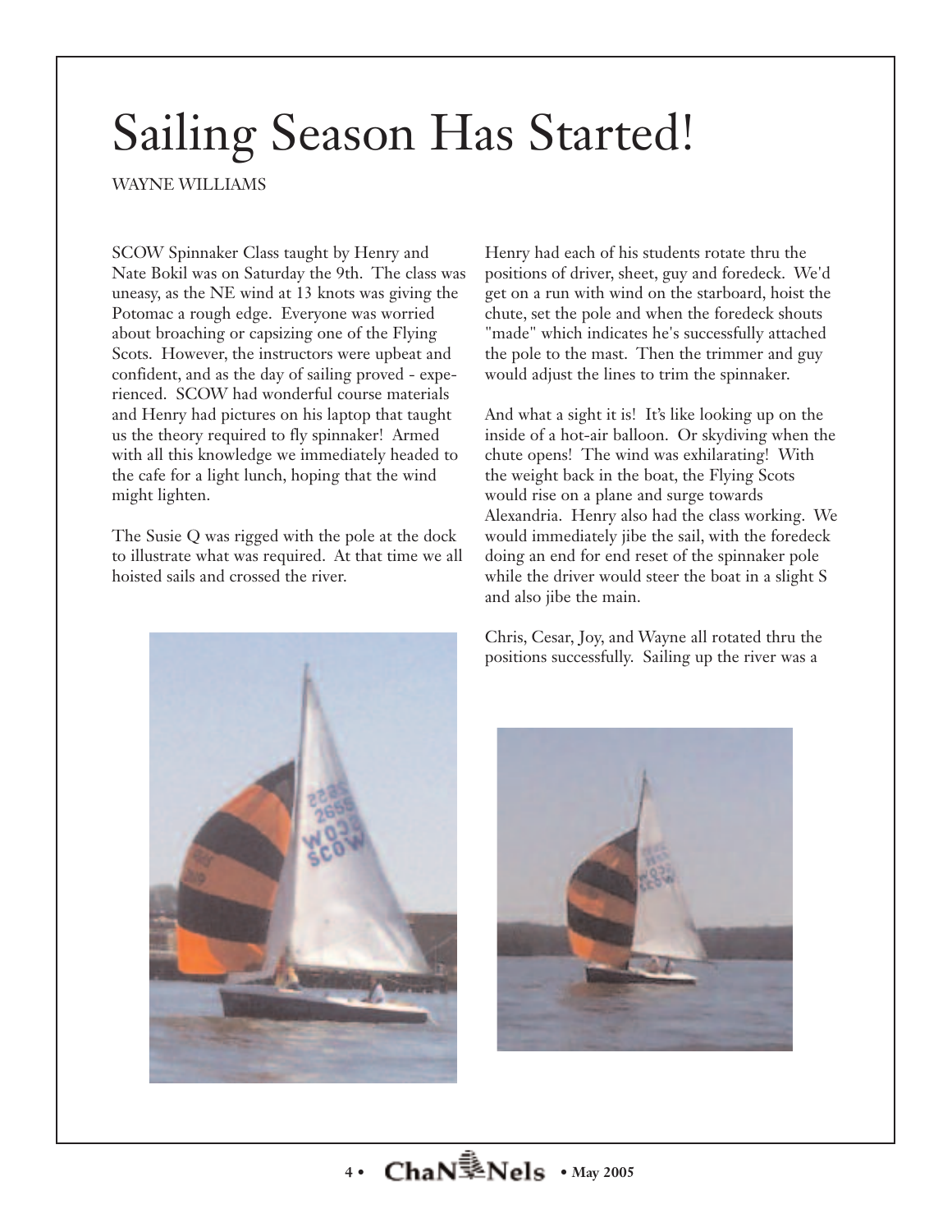# Sailing Season Has Started!

WAYNE WILLIAMS

SCOW Spinnaker Class taught by Henry and Nate Bokil was on Saturday the 9th. The class was uneasy, as the NE wind at 13 knots was giving the Potomac a rough edge. Everyone was worried about broaching or capsizing one of the Flying Scots. However, the instructors were upbeat and confident, and as the day of sailing proved - experienced. SCOW had wonderful course materials and Henry had pictures on his laptop that taught us the theory required to fly spinnaker! Armed with all this knowledge we immediately headed to the cafe for a light lunch, hoping that the wind might lighten.

The Susie Q was rigged with the pole at the dock to illustrate what was required. At that time we all hoisted sails and crossed the river.

Henry had each of his students rotate thru the positions of driver, sheet, guy and foredeck. We'd get on a run with wind on the starboard, hoist the chute, set the pole and when the foredeck shouts "made" which indicates he's successfully attached the pole to the mast. Then the trimmer and guy would adjust the lines to trim the spinnaker.

And what a sight it is! It's like looking up on the inside of a hot-air balloon. Or skydiving when the chute opens! The wind was exhilarating! With the weight back in the boat, the Flying Scots would rise on a plane and surge towards Alexandria. Henry also had the class working. We would immediately jibe the sail, with the foredeck doing an end for end reset of the spinnaker pole while the driver would steer the boat in a slight S and also jibe the main.

Chris, Cesar, Joy, and Wayne all rotated thru the positions successfully. Sailing up the river was a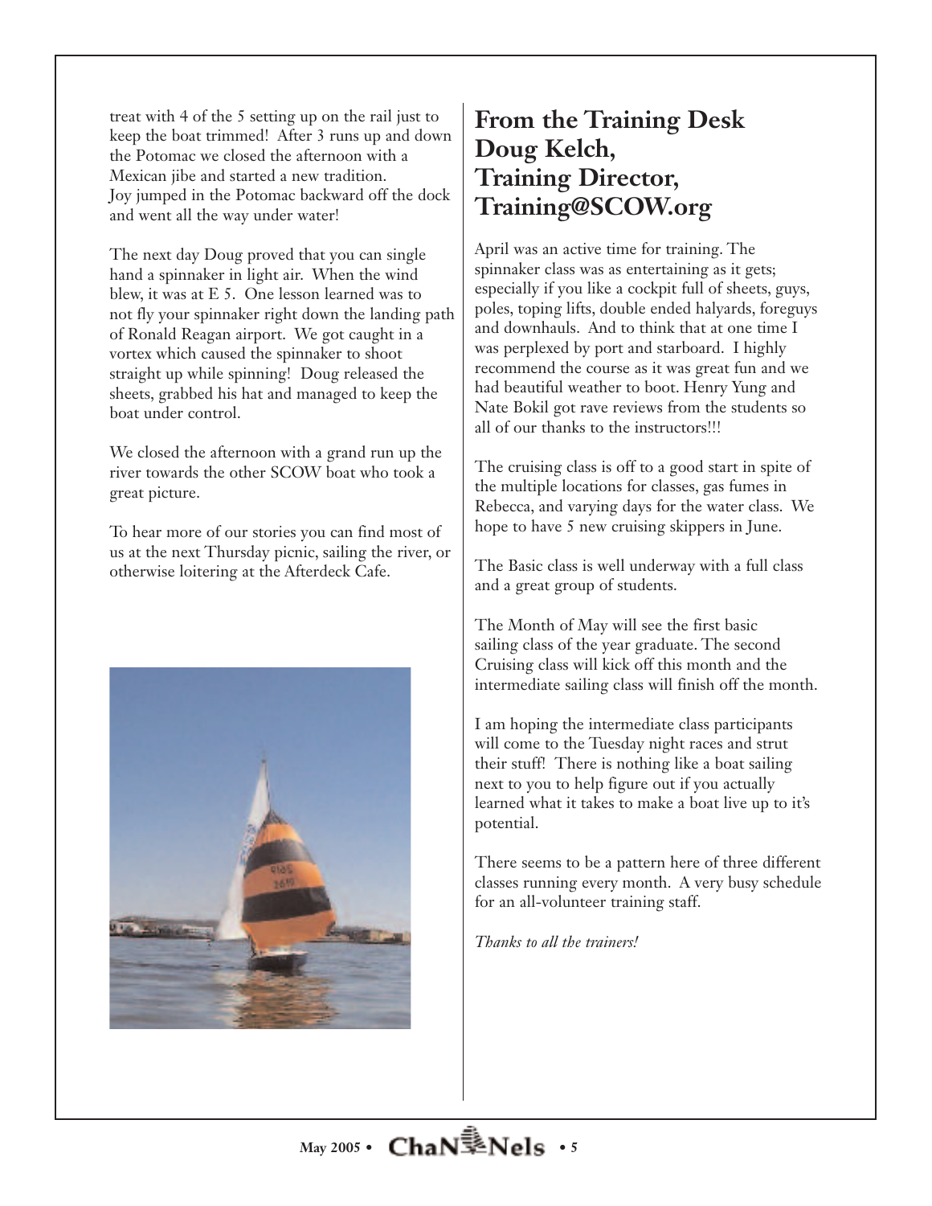treat with 4 of the 5 setting up on the rail just to keep the boat trimmed! After 3 runs up and down the Potomac we closed the afternoon with a Mexican jibe and started a new tradition. Joy jumped in the Potomac backward off the dock and went all the way under water!

The next day Doug proved that you can single hand a spinnaker in light air. When the wind blew, it was at E 5. One lesson learned was to not fly your spinnaker right down the landing path of Ronald Reagan airport. We got caught in a vortex which caused the spinnaker to shoot straight up while spinning! Doug released the sheets, grabbed his hat and managed to keep the boat under control.

We closed the afternoon with a grand run up the river towards the other SCOW boat who took a great picture.

To hear more of our stories you can find most of us at the next Thursday picnic, sailing the river, or otherwise loitering at the Afterdeck Cafe.

## From the Training Desk Doug Kelch, Training Director, Training@SCOW.org

April was an active time for training. The spinnaker class was as entertaining as it gets; especially if you like a cockpit full of sheets, guys, poles, toping lifts, double ended halyards, foreguys and downhauls. And to think that at one time I was perplexed by port and starboard. I highly recommend the course as it was great fun and we had beautiful weather to boot. Henry Yung and Nate Bokil got rave reviews from the students so all of our thanks to the instructors!!!

The cruising class is off to a good start in spite of the multiple locations for classes, gas fumes in Rebecca, and varying days for the water class. We hope to have 5 new cruising skippers in June.

The Basic class is well underway with a full class and a great group of students.

The Month of May will see the first basic sailing class of the year graduate. The second Cruising class will kick off this month and the intermediate sailing class will finish off the month.

I am hoping the intermediate class participants will come to the Tuesday night races and strut their stuff! There is nothing like a boat sailing next to you to help figure out if you actually learned what it takes to make a boat live up to it's potential.

There seems to be a pattern here of three different classes running every month. A very busy schedule for an all-volunteer training staff.

*Thanks to all the trainers!*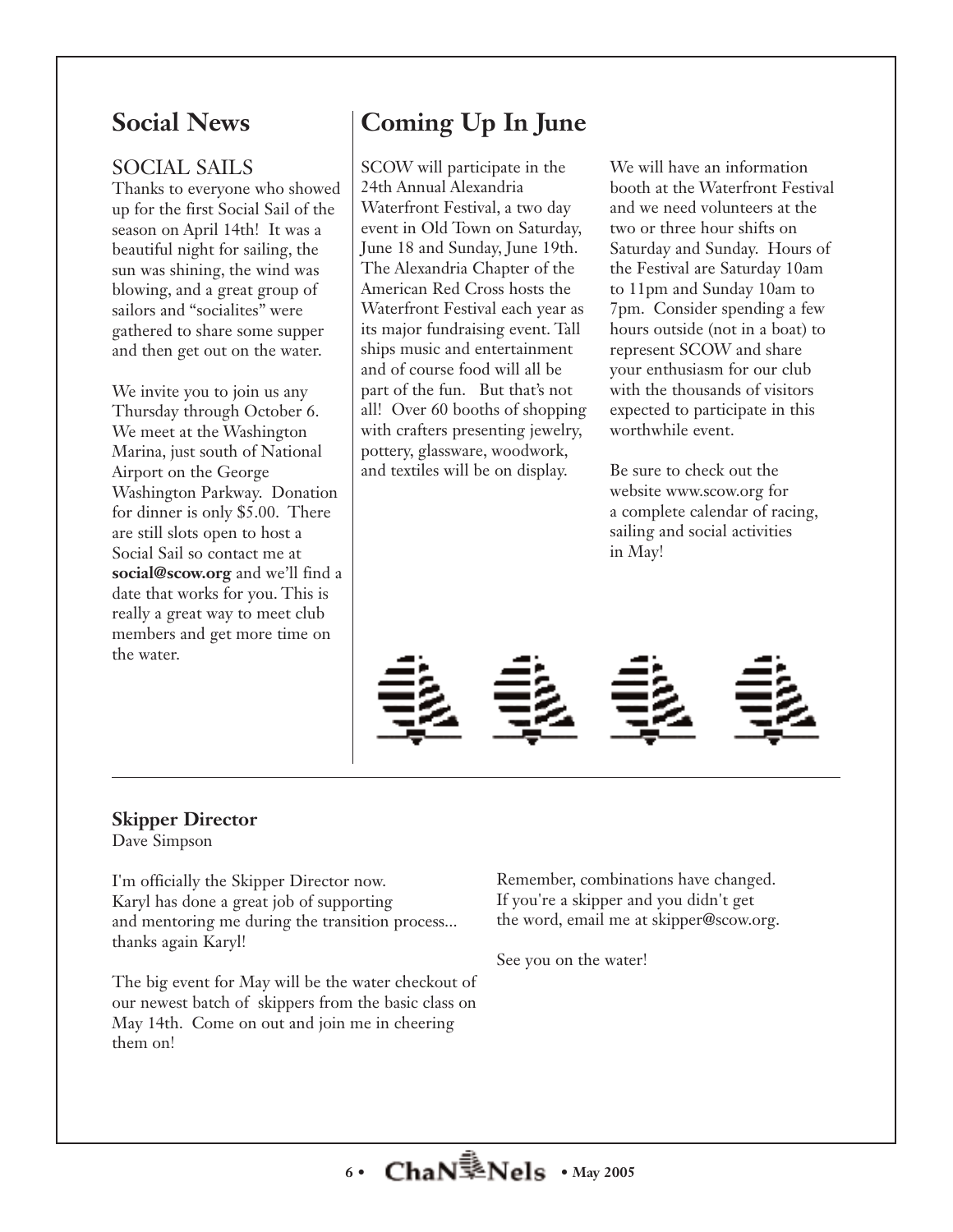## Social News

### SOCIAL SAILS

Thanks to everyone who showed up for the first Social Sail of the season on April 14th! It was a beautiful night for sailing, the sun was shining, the wind was blowing, and a great group of sailors and "socialites" were gathered to share some supper and then get out on the water.

We invite you to join us any Thursday through October 6. We meet at the Washington Marina, just south of National Airport on the George Washington Parkway. Donation for dinner is only $5.00. There are still slots open to host a Social Sail so contact me at **social@scow.org** and we'll find a date that works for you. This is really a great way to meet club members and get more time on the water.

## Coming Up In June

SCOW will participate in the 24th Annual Alexandria Waterfront Festival, a two day event in Old Town on Saturday, June 18 and Sunday, June 19th. The Alexandria Chapter of the American Red Cross hosts the Waterfront Festival each year as its major fundraising event. Tall ships music and entertainment and of course food will all be part of the fun. But that's not all! Over 60 booths of shopping with crafters presenting jewelry, pottery, glassware, woodwork, and textiles will be on display.

We will have an information booth at the Waterfront Festival and we need volunteers at the two or three hour shifts on Saturday and Sunday. Hours of the Festival are Saturday 10am to 11pm and Sunday 10am to 7pm. Consider spending a few hours outside (not in a boat) to represent SCOW and share your enthusiasm for our club with the thousands of visitors expected to participate in this worthwhile event.

Be sure to check out the website www.scow.org for a complete calendar of racing, sailing and social activities in May!

---

**Skipper Director**
Dave Simpson

I'm officially the Skipper Director now. Karyl has done a great job of supporting and mentoring me during the transition process... thanks again Karyl!

The big event for May will be the water checkout of our newest batch of skippers from the basic class on May 14th. Come on out and join me in cheering them on!

Remember, combinations have changed. If you're a skipper and you didn't get the word, email me at skipper@scow.org.

See you on the water!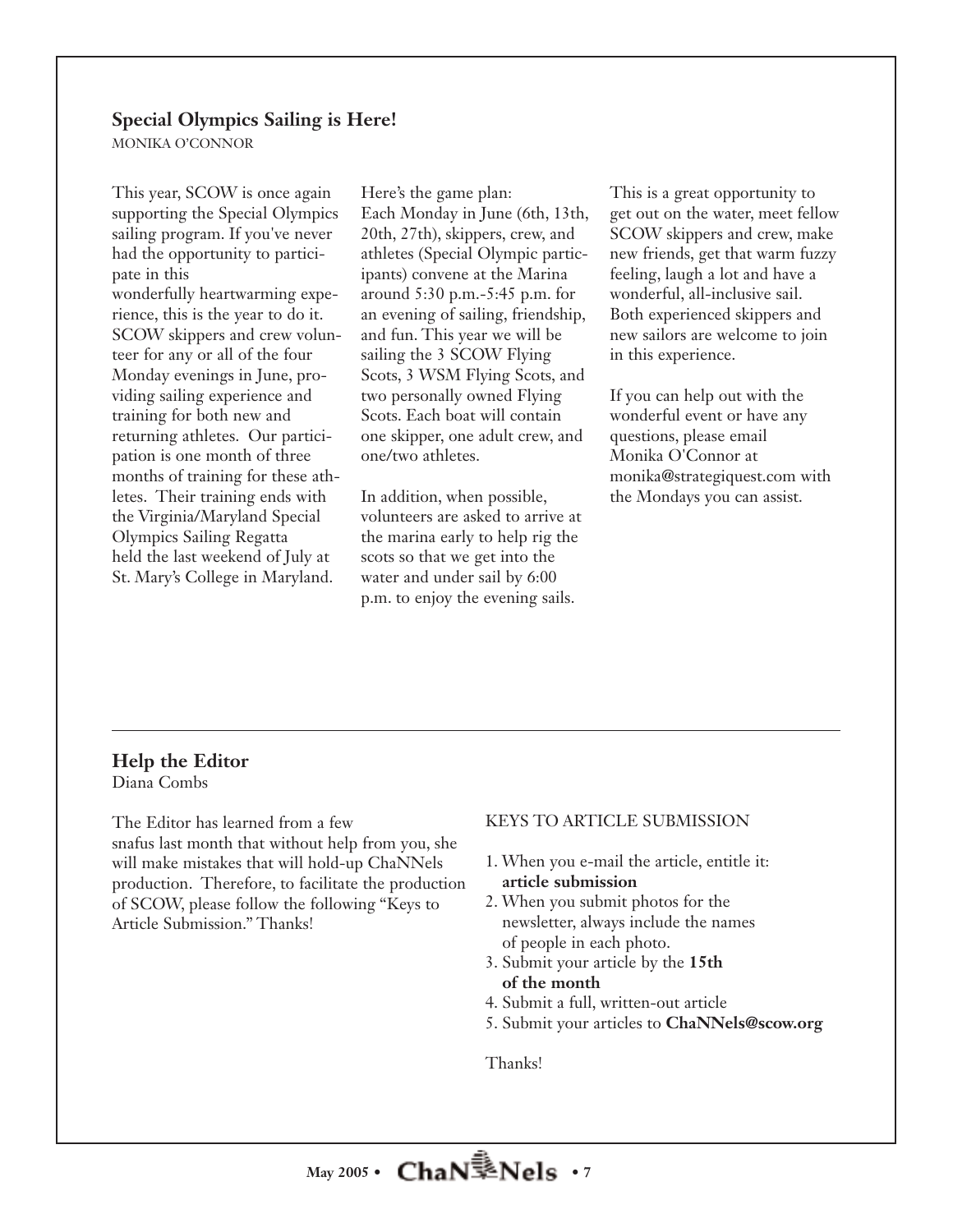## Special Olympics Sailing is Here!

MONIKA O'CONNOR

This year, SCOW is once again supporting the Special Olympics sailing program. If you've never had the opportunity to participate in this wonderfully heartwarming experience, this is the year to do it. SCOW skippers and crew volunteer for any or all of the four Monday evenings in June, providing sailing experience and training for both new and returning athletes. Our participation is one month of three months of training for these athletes. Their training ends with the Virginia/Maryland Special Olympics Sailing Regatta held the last weekend of July at St. Mary's College in Maryland.

Here's the game plan:
Each Monday in June (6th, 13th, 20th, 27th), skippers, crew, and athletes (Special Olympic participants) convene at the Marina around 5:30 p.m.-5:45 p.m. for an evening of sailing, friendship, and fun. This year we will be sailing the 3 SCOW Flying Scots, 3 WSM Flying Scots, and two personally owned Flying Scots. Each boat will contain one skipper, one adult crew, and one/two athletes.

In addition, when possible, volunteers are asked to arrive at the marina early to help rig the scots so that we get into the water and under sail by 6:00 p.m. to enjoy the evening sails.

This is a great opportunity to get out on the water, meet fellow SCOW skippers and crew, make new friends, get that warm fuzzy feeling, laugh a lot and have a wonderful, all-inclusive sail. Both experienced skippers and new sailors are welcome to join in this experience.

If you can help out with the wonderful event or have any questions, please email Monika O'Connor at monika@strategiquest.com with the Mondays you can assist.

---

## Help the Editor

Diana Combs

The Editor has learned from a few snafus last month that without help from you, she will make mistakes that will hold-up ChaNNels production. Therefore, to facilitate the production of SCOW, please follow the following "Keys to Article Submission." Thanks!

KEYS TO ARTICLE SUBMISSION

1. When you e-mail the article, entitle it: **article submission**
2. When you submit photos for the newsletter, always include the names of people in each photo.
3. Submit your article by the **15th of the month**
4. Submit a full, written-out article
5. Submit your articles to **ChaNNels@scow.org**

Thanks!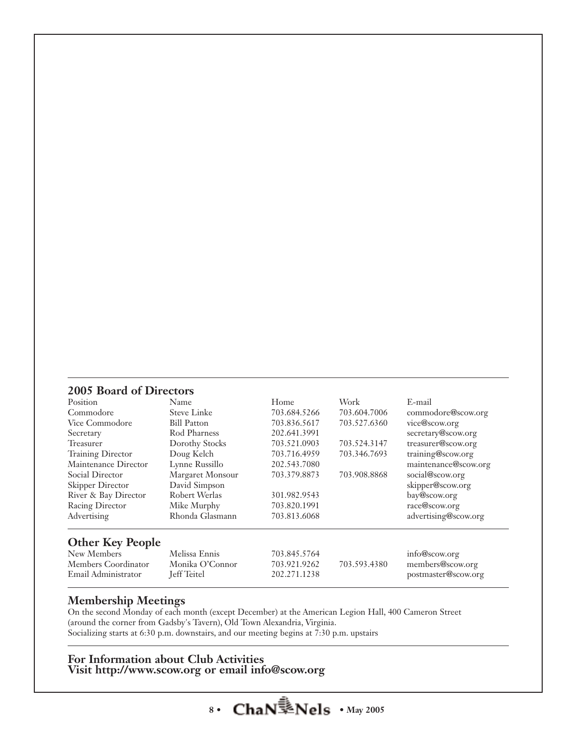## 2005 Board of Directors

| Position | Name | Home | Work | E-mail |
|---|---|---|---|---|
| Commodore | Steve Linke | 703.684.5266 | 703.604.7006 | commodore@scow.org |
| Vice Commodore | Bill Patton | 703.836.5617 | 703.527.6360 | vice@scow.org |
| Secretary | Rod Pharness | 202.641.3991 | | secretary@scow.org |
| Treasurer | Dorothy Stocks | 703.521.0903 | 703.524.3147 | treasurer@scow.org |
| Training Director | Doug Kelch | 703.716.4959 | 703.346.7693 | training@scow.org |
| Maintenance Director | Lynne Russillo | 202.543.7080 | | maintenance@scow.org |
| Social Director | Margaret Monsour | 703.379.8873 | 703.908.8868 | social@scow.org |
| Skipper Director | David Simpson | | | skipper@scow.org |
| River & Bay Director | Robert Werlas | 301.982.9543 | | bay@scow.org |
| Racing Director | Mike Murphy | 703.820.1991 | | race@scow.org |
| Advertising | Rhonda Glasmann | 703.813.6068 | | advertising@scow.org |

## Other Key People

| | | | | |
|---|---|---|---|---|
| New Members | Melissa Ennis | 703.845.5764 | | info@scow.org |
| Members Coordinator | Monika O'Connor | 703.921.9262 | 703.593.4380 | members@scow.org |
| Email Administrator | Jeff Teitel | 202.271.1238 | | postmaster@scow.org |

## Membership Meetings

On the second Monday of each month (except December) at the American Legion Hall, 400 Cameron Street (around the corner from Gadsby's Tavern), Old Town Alexandria, Virginia.
Socializing starts at 6:30 p.m. downstairs, and our meeting begins at 7:30 p.m. upstairs

## For Information about Club Activities
## Visit http://www.scow.org or email info@scow.org